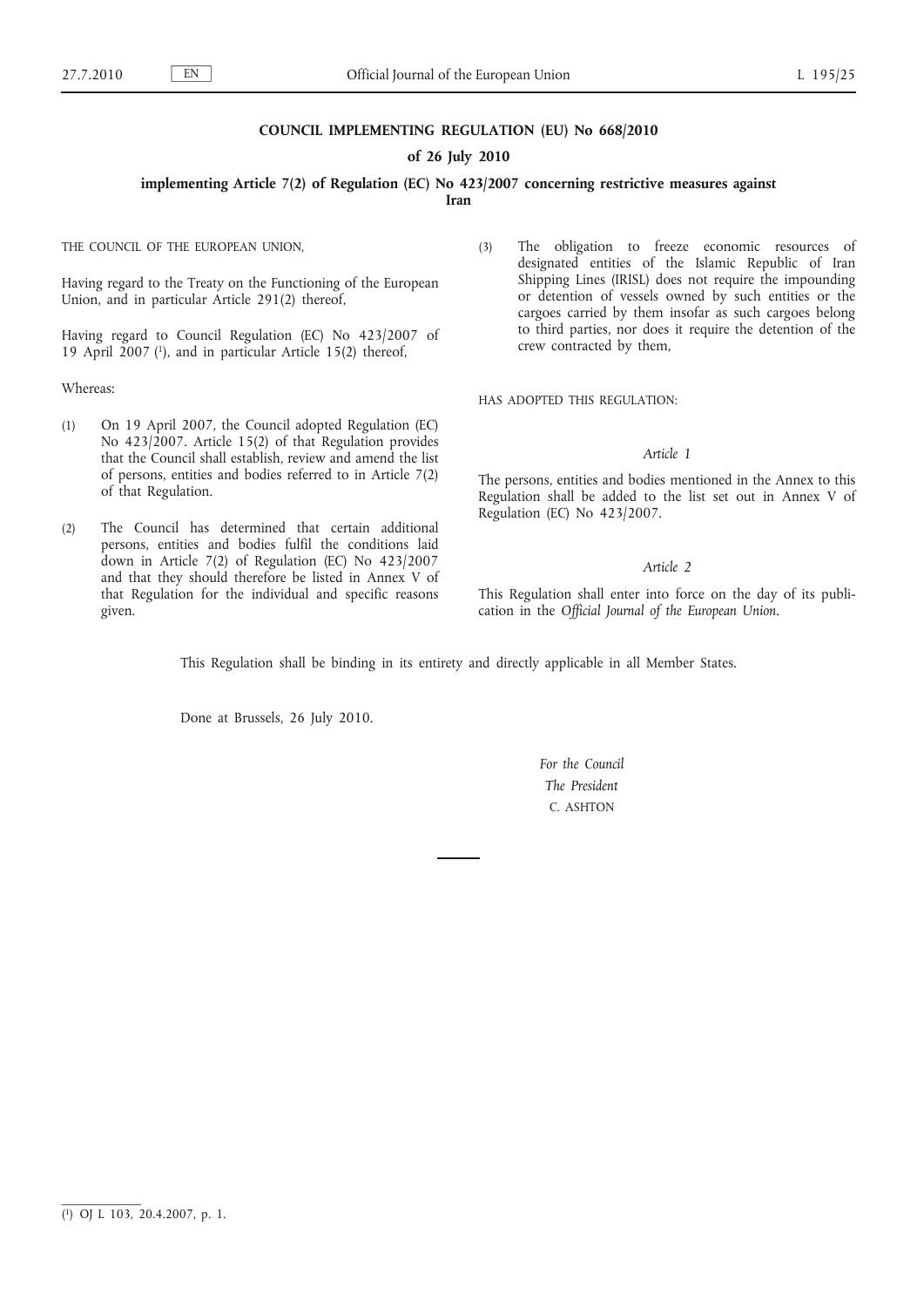# COUNCIL IMPLEMENTING REGULATION (EU) No 668/2010

## of 26 July 2010

## implementing Article 7(2) of Regulation (EC) No 423/2007 concerning restrictive measures against Iran

THE COUNCIL OF THE EUROPEAN UNION,

Having regard to the Treaty on the Functioning of the European Union, and in particular Article 291(2) thereof,

Having regard to Council Regulation (EC) No 423/2007 of 19 April 2007 [1], and in particular Article 15(2) thereof,

Whereas:

(1) On 19 April 2007, the Council adopted Regulation (EC) No 423/2007. Article 15(2) of that Regulation provides that the Council shall establish, review and amend the list of persons, entities and bodies referred to in Article 7(2) of that Regulation.

(2) The Council has determined that certain additional persons, entities and bodies fulfil the conditions laid down in Article 7(2) of Regulation (EC) No 423/2007 and that they should therefore be listed in Annex V of that Regulation for the individual and specific reasons given.

(3) The obligation to freeze economic resources of designated entities of the Islamic Republic of Iran Shipping Lines (IRISL) does not require the impounding or detention of vessels owned by such entities or the cargoes carried by them insofar as such cargoes belong to third parties, nor does it require the detention of the crew contracted by them,

HAS ADOPTED THIS REGULATION:

*Article 1*

The persons, entities and bodies mentioned in the Annex to this Regulation shall be added to the list set out in Annex V of Regulation (EC) No 423/2007.

*Article 2*

This Regulation shall enter into force on the day of its publication in the *Official Journal of the European Union*.

This Regulation shall be binding in its entirety and directly applicable in all Member States.

Done at Brussels, 26 July 2010.

*For the Council*

*The President*

C. ASHTON

[1] OJ L 103, 20.4.2007, p. 1.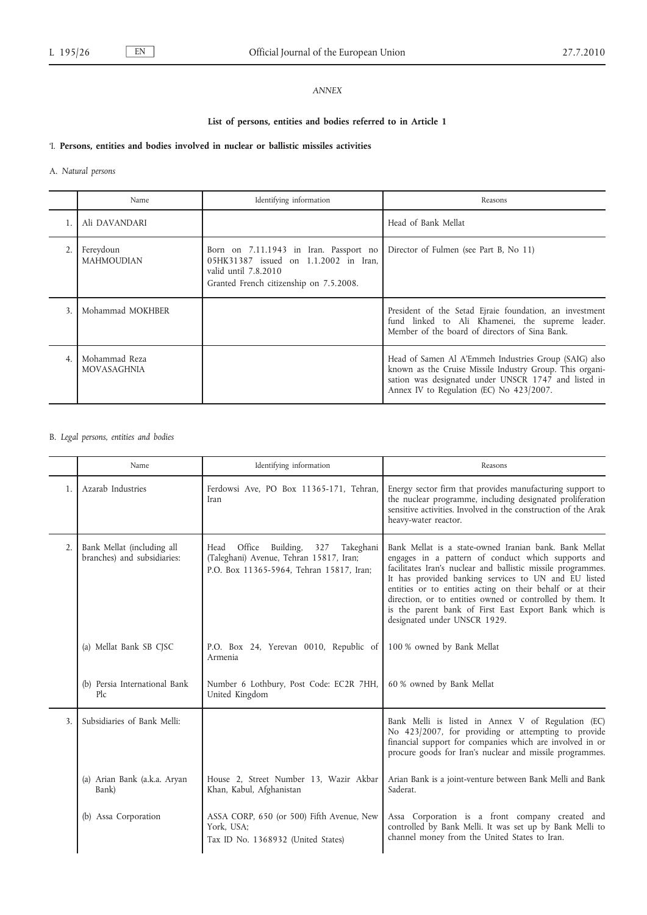*ANNEX*

**List of persons, entities and bodies referred to in Article 1**

'I. **Persons, entities and bodies involved in nuclear or ballistic missiles activities**

A. *Natural persons*

| | Name | Identifying information | Reasons |
|---|---|---|---|
| 1. | Ali DAVANDARI | | Head of Bank Mellat |
| 2. | Fereydoun MAHMOUDIAN | Born on 7.11.1943 in Iran. Passport no 05HK31387 issued on 1.1.2002 in Iran, valid until 7.8.2010 Granted French citizenship on 7.5.2008. | Director of Fulmen (see Part B, No 11) |
| 3. | Mohammad MOKHBER | | President of the Setad Ejraie foundation, an investment fund linked to Ali Khamenei, the supreme leader. Member of the board of directors of Sina Bank. |
| 4. | Mohammad Reza MOVASAGHNIA | | Head of Samen Al A'Emmeh Industries Group (SAIG) also known as the Cruise Missile Industry Group. This organisation was designated under UNSCR 1747 and listed in Annex IV to Regulation (EC) No 423/2007. |

B. *Legal persons, entities and bodies*

| | Name | Identifying information | Reasons |
|---|---|---|---|
| 1. | Azarab Industries | Ferdowsi Ave, PO Box 11365-171, Tehran, Iran | Energy sector firm that provides manufacturing support to the nuclear programme, including designated proliferation sensitive activities. Involved in the construction of the Arak heavy-water reactor. |
| 2. | Bank Mellat (including all branches) and subsidiaries: | Head Office Building, 327 Takeghani (Taleghani) Avenue, Tehran 15817, Iran; P.O. Box 11365-5964, Tehran 15817, Iran; | Bank Mellat is a state-owned Iranian bank. Bank Mellat engages in a pattern of conduct which supports and facilitates Iran's nuclear and ballistic missile programmes. It has provided banking services to UN and EU listed entities or to entities acting on their behalf or at their direction, or to entities owned or controlled by them. It is the parent bank of First East Export Bank which is designated under UNSCR 1929. |
| | (a) Mellat Bank SB CJSC | P.O. Box 24, Yerevan 0010, Republic of Armenia | 100 % owned by Bank Mellat |
| | (b) Persia International Bank Plc | Number 6 Lothbury, Post Code: EC2R 7HH, United Kingdom | 60 % owned by Bank Mellat |
| 3. | Subsidiaries of Bank Melli: | | Bank Melli is listed in Annex V of Regulation (EC) No 423/2007, for providing or attempting to provide financial support for companies which are involved in or procure goods for Iran's nuclear and missile programmes. |
| | (a) Arian Bank (a.k.a. Aryan Bank) | House 2, Street Number 13, Wazir Akbar Khan, Kabul, Afghanistan | Arian Bank is a joint-venture between Bank Melli and Bank Saderat. |
| | (b) Assa Corporation | ASSA CORP, 650 (or 500) Fifth Avenue, New York, USA; Tax ID No. 1368932 (United States) | Assa Corporation is a front company created and controlled by Bank Melli. It was set up by Bank Melli to channel money from the United States to Iran. |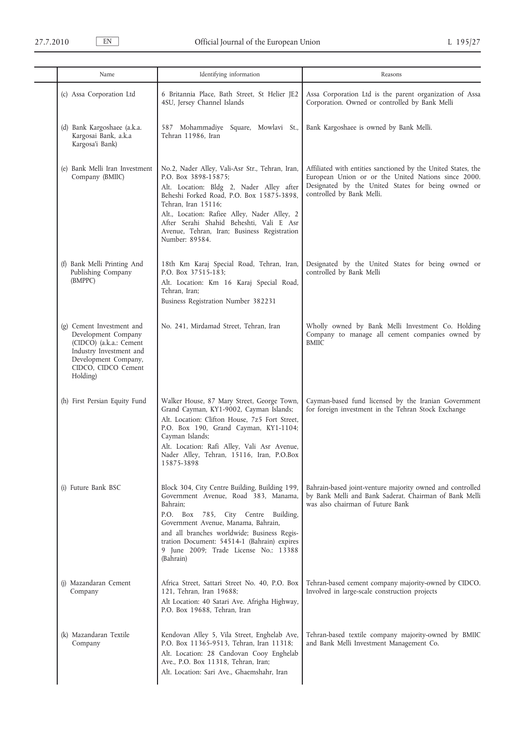| Name | Identifying information | Reasons |
|---|---|---|
| (c) Assa Corporation Ltd | 6 Britannia Place, Bath Street, St Helier JE2 4SU, Jersey Channel Islands | Assa Corporation Ltd is the parent organization of Assa Corporation. Owned or controlled by Bank Melli |
| (d) Bank Kargoshaee (a.k.a. Kargosai Bank, a.k.a Kargosa'i Bank) | 587 Mohammadiye Square, Mowlavi St., Tehran 11986, Iran | Bank Kargoshaee is owned by Bank Melli. |
| (e) Bank Melli Iran Investment Company (BMIIC) | No.2, Nader Alley, Vali-Asr Str., Tehran, Iran, P.O. Box 3898-15875; Alt. Location: Bldg 2, Nader Alley after Beheshi Forked Road, P.O. Box 15875-3898, Tehran, Iran 15116; Alt., Location: Rafiee Alley, Nader Alley, 2 After Serahi Shahid Beheshti, Vali E Asr Avenue, Tehran, Iran; Business Registration Number: 89584. | Affiliated with entities sanctioned by the United States, the European Union or or the United Nations since 2000. Designated by the United States for being owned or controlled by Bank Melli. |
| (f) Bank Melli Printing And Publishing Company (BMPPC) | 18th Km Karaj Special Road, Tehran, Iran, P.O. Box 37515-183; Alt. Location: Km 16 Karaj Special Road, Tehran, Iran; Business Registration Number 382231 | Designated by the United States for being owned or controlled by Bank Melli |
| (g) Cement Investment and Development Company (CIDCO) (a.k.a.: Cement Industry Investment and Development Company, CIDCO, CIDCO Cement Holding) | No. 241, Mirdamad Street, Tehran, Iran | Wholly owned by Bank Melli Investment Co. Holding Company to manage all cement companies owned by BMIIC |
| (h) First Persian Equity Fund | Walker House, 87 Mary Street, George Town, Grand Cayman, KY1-9002, Cayman Islands; Alt. Location: Clifton House, 7z5 Fort Street, P.O. Box 190, Grand Cayman, KY1-1104; Cayman Islands; Alt. Location: Rafi Alley, Vali Asr Avenue, Nader Alley, Tehran, 15116, Iran, P.O.Box 15875-3898 | Cayman-based fund licensed by the Iranian Government for foreign investment in the Tehran Stock Exchange |
| (i) Future Bank BSC | Block 304, City Centre Building, Building 199, Government Avenue, Road 383, Manama, Bahrain; P.O. Box 785, City Centre Building, Government Avenue, Manama, Bahrain, and all branches worldwide; Business Registration Document: 54514-1 (Bahrain) expires 9 June 2009; Trade License No.: 13388 (Bahrain) | Bahrain-based joint-venture majority owned and controlled by Bank Melli and Bank Saderat. Chairman of Bank Melli was also chairman of Future Bank |
| (j) Mazandaran Cement Company | Africa Street, Sattari Street No. 40, P.O. Box 121, Tehran, Iran 19688; Alt Location: 40 Satari Ave. Afrigha Highway, P.O. Box 19688, Tehran, Iran | Tehran-based cement company majority-owned by CIDCO. Involved in large-scale construction projects |
| (k) Mazandaran Textile Company | Kendovan Alley 5, Vila Street, Enghelab Ave, P.O. Box 11365-9513, Tehran, Iran 11318; Alt. Location: 28 Candovan Cooy Enghelab Ave., P.O. Box 11318, Tehran, Iran; Alt. Location: Sari Ave., Ghaemshahr, Iran | Tehran-based textile company majority-owned by BMIIC and Bank Melli Investment Management Co. |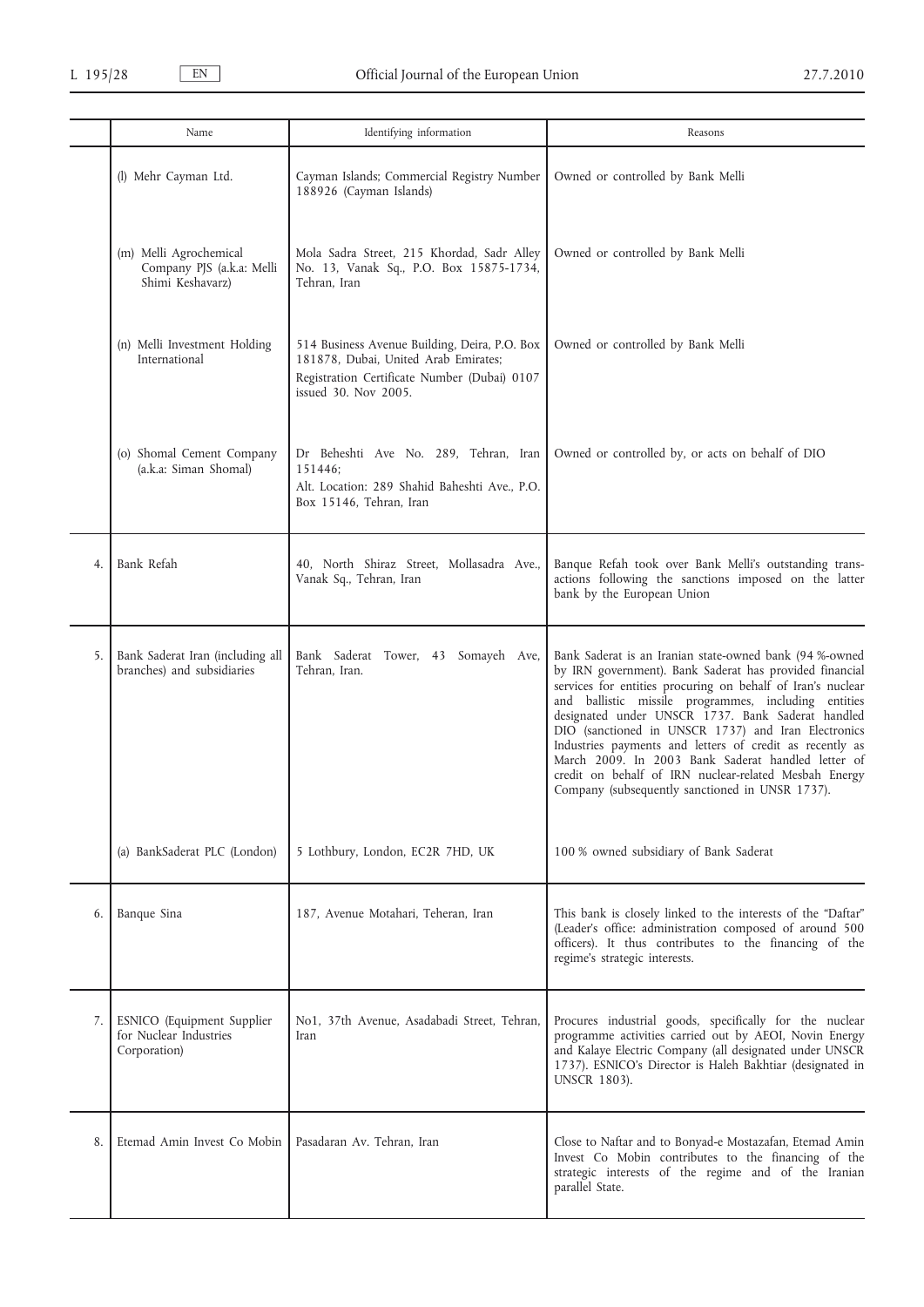| | Name | Identifying information | Reasons |
|---|---|---|---|
| | (l) Mehr Cayman Ltd. | Cayman Islands; Commercial Registry Number 188926 (Cayman Islands) | Owned or controlled by Bank Melli |
| | (m) Melli Agrochemical Company PJS (a.k.a: Melli Shimi Keshavarz) | Mola Sadra Street, 215 Khordad, Sadr Alley No. 13, Vanak Sq., P.O. Box 15875-1734, Tehran, Iran | Owned or controlled by Bank Melli |
| | (n) Melli Investment Holding International | 514 Business Avenue Building, Deira, P.O. Box 181878, Dubai, United Arab Emirates; Registration Certificate Number (Dubai) 0107 issued 30. Nov 2005. | Owned or controlled by Bank Melli |
| | (o) Shomal Cement Company (a.k.a: Siman Shomal) | Dr Beheshti Ave No. 289, Tehran, Iran 151446; Alt. Location: 289 Shahid Baheshti Ave., P.O. Box 15146, Tehran, Iran | Owned or controlled by, or acts on behalf of DIO |
| 4. | Bank Refah | 40, North Shiraz Street, Mollasadra Ave., Vanak Sq., Tehran, Iran | Banque Refah took over Bank Melli's outstanding transactions following the sanctions imposed on the latter bank by the European Union |
| 5. | Bank Saderat Iran (including all branches) and subsidiaries | Bank Saderat Tower, 43 Somayeh Ave, Tehran, Iran. | Bank Saderat is an Iranian state-owned bank (94 %-owned by IRN government). Bank Saderat has provided financial services for entities procuring on behalf of Iran's nuclear and ballistic missile programmes, including entities designated under UNSCR 1737. Bank Saderat handled DIO (sanctioned in UNSCR 1737) and Iran Electronics Industries payments and letters of credit as recently as March 2009. In 2003 Bank Saderat handled letter of credit on behalf of IRN nuclear-related Mesbah Energy Company (subsequently sanctioned in UNSR 1737). |
| | (a) BankSaderat PLC (London) | 5 Lothbury, London, EC2R 7HD, UK | 100 % owned subsidiary of Bank Saderat |
| 6. | Banque Sina | 187, Avenue Motahari, Teheran, Iran | This bank is closely linked to the interests of the "Daftar" (Leader's office: administration composed of around 500 officers). It thus contributes to the financing of the regime's strategic interests. |
| 7. | ESNICO (Equipment Supplier for Nuclear Industries Corporation) | No1, 37th Avenue, Asadabadi Street, Tehran, Iran | Procures industrial goods, specifically for the nuclear programme activities carried out by AEOI, Novin Energy and Kalaye Electric Company (all designated under UNSCR 1737). ESNICO's Director is Haleh Bakhtiar (designated in UNSCR 1803). |
| 8. | Etemad Amin Invest Co Mobin | Pasadaran Av. Tehran, Iran | Close to Naftar and to Bonyad-e Mostazafan, Etemad Amin Invest Co Mobin contributes to the financing of the strategic interests of the regime and of the Iranian parallel State. |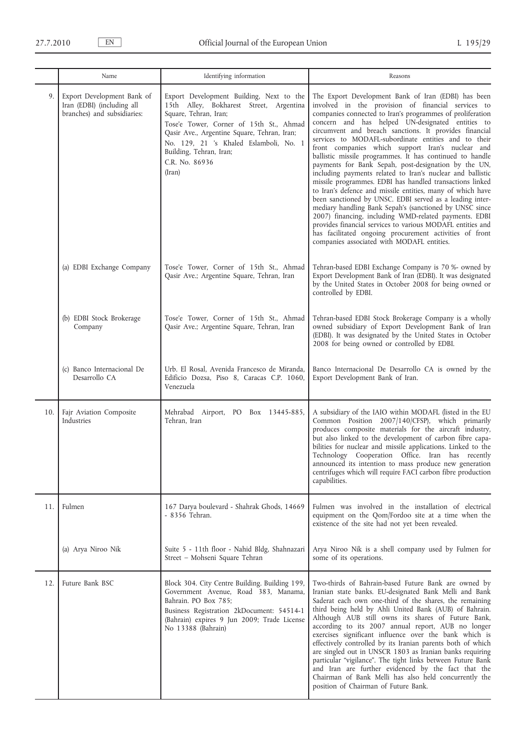| | Name | Identifying information | Reasons |
|---|---|---|---|
| 9. | Export Development Bank of Iran (EDBI) (including all branches) and subsidiaries: | Export Development Building, Next to the 15th Alley, Bokharest Street, Argentina Square, Tehran, Iran; Tose'e Tower, Corner of 15th St., Ahmad Qasir Ave., Argentine Square, Tehran, Iran; No. 129, 21 's Khaled Eslamboli, No. 1 Building, Tehran, Iran; C.R. No. 86936 (Iran) | The Export Development Bank of Iran (EDBI) has been involved in the provision of financial services to companies connected to Iran's programmes of proliferation concern and has helped UN-designated entities to circumvent and breach sanctions. It provides financial services to MODAFL-subordinate entities and to their front companies which support Iran's nuclear and ballistic missile programmes. It has continued to handle payments for Bank Sepah, post-designation by the UN, including payments related to Iran's nuclear and ballistic missile programmes. EDBI has handled transactions linked to Iran's defence and missile entities, many of which have been sanctioned by UNSC. EDBI served as a leading intermediary handling Bank Sepah's (sanctioned by UNSC since 2007) financing, including WMD-related payments. EDBI provides financial services to various MODAFL entities and has facilitated ongoing procurement activities of front companies associated with MODAFL entities. |
| | (a) EDBI Exchange Company | Tose'e Tower, Corner of 15th St., Ahmad Qasir Ave.; Argentine Square, Tehran, Iran | Tehran-based EDBI Exchange Company is 70 %- owned by Export Development Bank of Iran (EDBI). It was designated by the United States in October 2008 for being owned or controlled by EDBI. |
| | (b) EDBI Stock Brokerage Company | Tose'e Tower, Corner of 15th St., Ahmad Qasir Ave.; Argentine Square, Tehran, Iran | Tehran-based EDBI Stock Brokerage Company is a wholly owned subsidiary of Export Development Bank of Iran (EDBI). It was designated by the United States in October 2008 for being owned or controlled by EDBI. |
| | (c) Banco Internacional De Desarrollo CA | Urb. El Rosal, Avenida Francesco de Miranda, Edificio Dozsa, Piso 8, Caracas C.P. 1060, Venezuela | Banco Internacional De Desarrollo CA is owned by the Export Development Bank of Iran. |
| 10. | Fajr Aviation Composite Industries | Mehrabad Airport, PO Box 13445-885, Tehran, Iran | A subsidiary of the IAIO within MODAFL (listed in the EU Common Position 2007/140/CFSP), which primarily produces composite materials for the aircraft industry, but also linked to the development of carbon fibre capabilities for nuclear and missile applications. Linked to the Technology Cooperation Office. Iran has recently announced its intention to mass produce new generation centrifuges which will require FACI carbon fibre production capabilities. |
| 11. | Fulmen | 167 Darya boulevard - Shahrak Ghods, 14669 - 8356 Tehran. | Fulmen was involved in the installation of electrical equipment on the Qom/Fordoo site at a time when the existence of the site had not yet been revealed. |
| | (a) Arya Niroo Nik | Suite 5 - 11th floor - Nahid Bldg, Shahnazari Street – Mohseni Square Tehran | Arya Niroo Nik is a shell company used by Fulmen for some of its operations. |
| 12. | Future Bank BSC | Block 304. City Centre Building. Building 199, Government Avenue, Road 383, Manama, Bahrain. PO Box 785; Business Registration 2kDocument: 54514-1 (Bahrain) expires 9 Jun 2009; Trade License No 13388 (Bahrain) | Two-thirds of Bahrain-based Future Bank are owned by Iranian state banks. EU-designated Bank Melli and Bank Saderat each own one-third of the shares, the remaining third being held by Ahli United Bank (AUB) of Bahrain. Although AUB still owns its shares of Future Bank, according to its 2007 annual report, AUB no longer exercises significant influence over the bank which is effectively controlled by its Iranian parents both of which are singled out in UNSCR 1803 as Iranian banks requiring particular "vigilance". The tight links between Future Bank and Iran are further evidenced by the fact that the Chairman of Bank Melli has also held concurrently the position of Chairman of Future Bank. |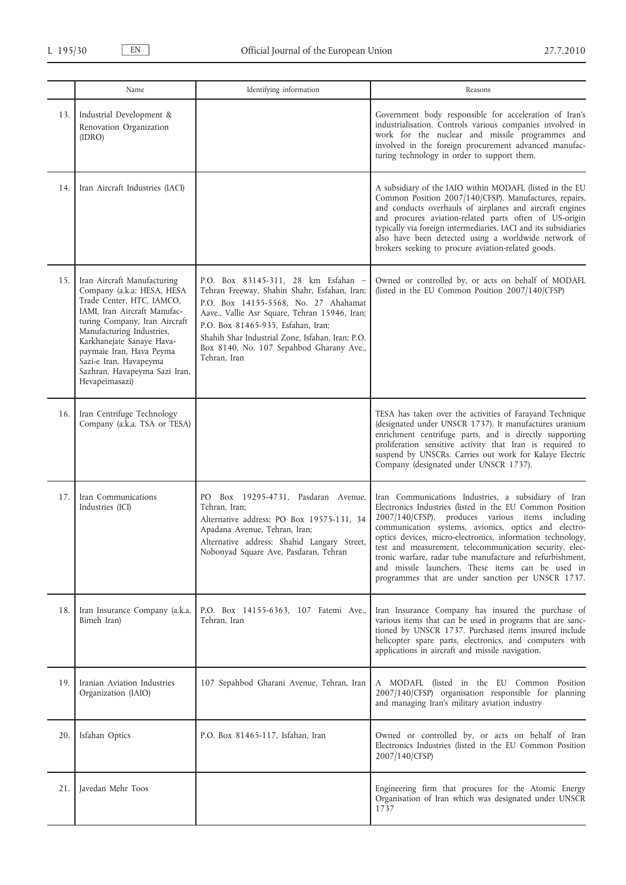| | Name | Identifying information | Reasons |
|---|---|---|---|
| 13. | Industrial Development & Renovation Organization (IDRO) | | Government body responsible for acceleration of Iran's industrialisation. Controls various companies involved in work for the nuclear and missile programmes and involved in the foreign procurement advanced manufacturing technology in order to support them. |
| 14. | Iran Aircraft Industries (IACI) | | A subsidiary of the IAIO within MODAFL (listed in the EU Common Position 2007/140/CFSP). Manufactures, repairs, and conducts overhauls of airplanes and aircraft engines and procures aviation-related parts often of US-origin typically via foreign intermediaries. IACI and its subsidiaries also have been detected using a worldwide network of brokers seeking to procure aviation-related goods. |
| 15. | Iran Aircraft Manufacturing Company (a.k.a: HESA, HESA Trade Center, HTC, IAMCO, IAMI, Iran Aircraft Manufacturing Company, Iran Aircraft Manufacturing Industries, Karkhanejate Sanaye Havapaymaie Iran, Hava Peyma Sazi-e Iran, Havapeyma Sazhran, Havapeyma Sazi Iran, Hevapeimasazi) | P.O. Box 83145-311, 28 km Esfahan – Tehran Freeway, Shahin Shahr, Esfahan, Iran; P.O. Box 14155-5568, No. 27 Ahahamat Aave., Vallie Asr Square, Tehran 15946, Iran; P.O. Box 81465-935, Esfahan, Iran; Shahih Shar Industrial Zone, Isfahan, Iran; P.O. Box 8140, No. 107 Sepahbod Gharany Ave., Tehran, Iran | Owned or controlled by, or acts on behalf of MODAFL (listed in the EU Common Position 2007/140/CFSP) |
| 16. | Iran Centrifuge Technology Company (a.k.a. TSA or TESA) | | TESA has taken over the activities of Farayand Technique (designated under UNSCR 1737). It manufactures uranium enrichment centrifuge parts, and is directly supporting proliferation sensitive activity that Iran is required to suspend by UNSCRs. Carries out work for Kalaye Electric Company (designated under UNSCR 1737). |
| 17. | Iran Communications Industries (ICI) | PO Box 19295-4731, Pasdaran Avenue, Tehran, Iran; Alternative address: PO Box 19575-131, 34 Apadana Avenue, Tehran, Iran; Alternative address: Shahid Langary Street, Nobonyad Square Ave, Pasdaran, Tehran | Iran Communications Industries, a subsidiary of Iran Electronics Industries (listed in the EU Common Position 2007/140/CFSP), produces various items including communication systems, avionics, optics and electro-optics devices, micro-electronics, information technology, test and measurement, telecommunication security, electronic warfare, radar tube manufacture and refurbishment, and missile launchers. These items can be used in programmes that are under sanction per UNSCR 1737. |
| 18. | Iran Insurance Company (a.k.a. Bimeh Iran) | P.O. Box 14155-6363, 107 Fatemi Ave., Tehran, Iran | Iran Insurance Company has insured the purchase of various items that can be used in programs that are sanctioned by UNSCR 1737. Purchased items insured include helicopter spare parts, electronics, and computers with applications in aircraft and missile navigation. |
| 19. | Iranian Aviation Industries Organization (IAIO) | 107 Sepahbod Gharani Avenue, Tehran, Iran | A MODAFL (listed in the EU Common Position 2007/140/CFSP) organisation responsible for planning and managing Iran's military aviation industry |
| 20. | Isfahan Optics | P.O. Box 81465-117, Isfahan, Iran | Owned or controlled by, or acts on behalf of Iran Electronics Industries (listed in the EU Common Position 2007/140/CFSP) |
| 21. | Javedan Mehr Toos | | Engineering firm that procures for the Atomic Energy Organisation of Iran which was designated under UNSCR 1737 |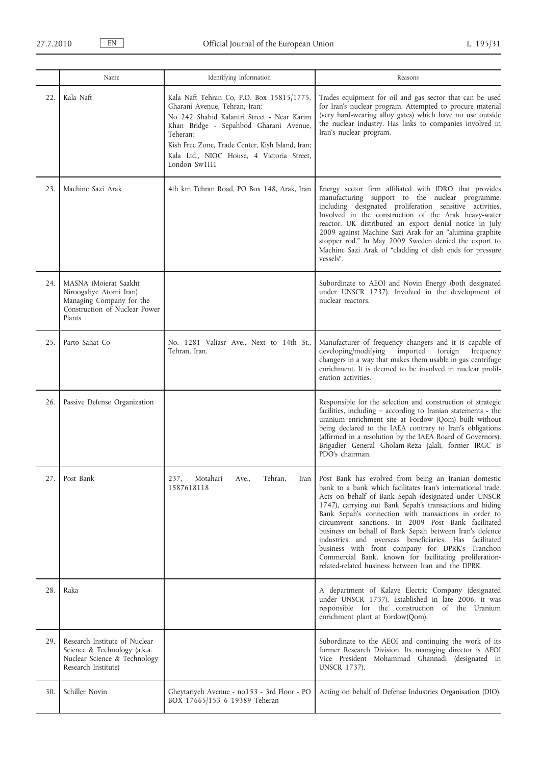| | Name | Identifying information | Reasons |
|---|---|---|---|
| 22. | Kala Naft | Kala Naft Tehran Co, P.O. Box 15815/1775, Gharani Avenue, Tehran, Iran; No 242 Shahid Kalantri Street - Near Karim Khan Bridge - Sepahbod Gharani Avenue, Teheran; Kish Free Zone, Trade Center, Kish Island, Iran; Kala Ltd., NIOC House, 4 Victoria Street, London Sw1H1 | Trades equipment for oil and gas sector that can be used for Iran's nuclear program. Attempted to procure material (very hard-wearing alloy gates) which have no use outside the nuclear industry. Has links to companies involved in Iran's nuclear program. |
| 23. | Machine Sazi Arak | 4th km Tehran Road, PO Box 148, Arak, Iran | Energy sector firm affiliated with IDRO that provides manufacturing support to the nuclear programme, including designated proliferation sensitive activities. Involved in the construction of the Arak heavy-water reactor. UK distributed an export denial notice in July 2009 against Machine Sazi Arak for an "alumina graphite stopper rod." In May 2009 Sweden denied the export to Machine Sazi Arak of "cladding of dish ends for pressure vessels". |
| 24. | MASNA (Moierat Saakht Niroogahye Atomi Iran) Managing Company for the Construction of Nuclear Power Plants | | Subordinate to AEOI and Novin Energy (both designated under UNSCR 1737). Involved in the development of nuclear reactors. |
| 25. | Parto Sanat Co | No. 1281 Valiasr Ave., Next to 14th St., Tehran, Iran. | Manufacturer of frequency changers and it is capable of developing/modifying imported foreign frequency changers in a way that makes them usable in gas centrifuge enrichment. It is deemed to be involved in nuclear proliferation activities. |
| 26. | Passive Defense Organization | | Responsible for the selection and construction of strategic facilities, including – according to Iranian statements - the uranium enrichment site at Fordow (Qom) built without being declared to the IAEA contrary to Iran's obligations (affirmed in a resolution by the IAEA Board of Governors). Brigadier General Gholam-Reza Jalali, former IRGC is PDO's chairman. |
| 27. | Post Bank | 237, Motahari Ave., Tehran, Iran 1587618118 | Post Bank has evolved from being an Iranian domestic bank to a bank which facilitates Iran's international trade. Acts on behalf of Bank Sepah (designated under UNSCR 1747), carrying out Bank Sepah's transactions and hiding Bank Sepah's connection with transactions in order to circumvent sanctions. In 2009 Post Bank facilitated business on behalf of Bank Sepah between Iran's defence industries and overseas beneficiaries. Has facilitated business with front company for DPRK's Tranchon Commercial Bank, known for facilitating proliferation-related-related business between Iran and the DPRK. |
| 28. | Raka | | A department of Kalaye Electric Company (designated under UNSCR 1737). Established in late 2006, it was responsible for the construction of the Uranium enrichment plant at Fordow(Qom). |
| 29. | Research Institute of Nuclear Science & Technology (a.k.a. Nuclear Science & Technology Research Institute) | | Subordinate to the AEOI and continuing the work of its former Research Division. Its managing director is AEOI Vice President Mohammad Ghannadi (designated in UNSCR 1737). |
| 30. | Schiller Novin | Gheytariyeh Avenue - no153 - 3rd Floor - PO BOX 17665/153 6 19389 Teheran | Acting on behalf of Defense Industries Organisation (DIO). |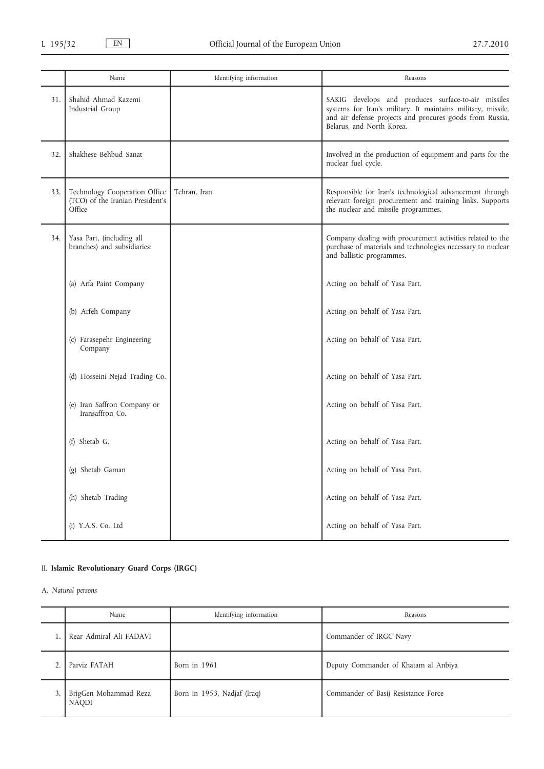| | Name | Identifying information | Reasons |
|---|---|---|---|
| 31. | Shahid Ahmad Kazemi Industrial Group | | SAKIG develops and produces surface-to-air missiles systems for Iran's military. It maintains military, missile, and air defense projects and procures goods from Russia, Belarus, and North Korea. |
| 32. | Shakhese Behbud Sanat | | Involved in the production of equipment and parts for the nuclear fuel cycle. |
| 33. | Technology Cooperation Office (TCO) of the Iranian President's Office | Tehran, Iran | Responsible for Iran's technological advancement through relevant foreign procurement and training links. Supports the nuclear and missile programmes. |
| 34. | Yasa Part, (including all branches) and subsidiaries: | | Company dealing with procurement activities related to the purchase of materials and technologies necessary to nuclear and ballistic programmes. |
| | (a) Arfa Paint Company | | Acting on behalf of Yasa Part. |
| | (b) Arfeh Company | | Acting on behalf of Yasa Part. |
| | (c) Farasepehr Engineering Company | | Acting on behalf of Yasa Part. |
| | (d) Hosseini Nejad Trading Co. | | Acting on behalf of Yasa Part. |
| | (e) Iran Saffron Company or Iransaffron Co. | | Acting on behalf of Yasa Part. |
| | (f) Shetab G. | | Acting on behalf of Yasa Part. |
| | (g) Shetab Gaman | | Acting on behalf of Yasa Part. |
| | (h) Shetab Trading | | Acting on behalf of Yasa Part. |
| | (i) Y.A.S. Co. Ltd | | Acting on behalf of Yasa Part. |

## II. **Islamic Revolutionary Guard Corps (IRGC)**

A. *Natural persons*

| | Name | Identifying information | Reasons |
|---|---|---|---|
| 1. | Rear Admiral Ali FADAVI | | Commander of IRGC Navy |
| 2. | Parviz FATAH | Born in 1961 | Deputy Commander of Khatam al Anbiya |
| 3. | BrigGen Mohammad Reza NAQDI | Born in 1953, Nadjaf (Iraq) | Commander of Basij Resistance Force |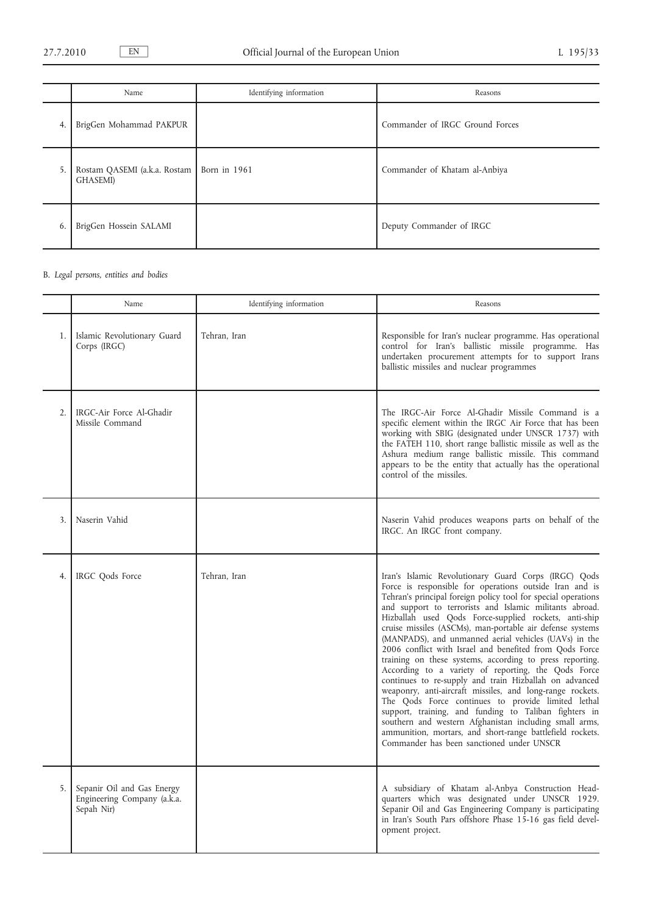| | Name | Identifying information | Reasons |
|---|---|---|---|
| 4. | BrigGen Mohammad PAKPUR | | Commander of IRGC Ground Forces |
| 5. | Rostam QASEMI (a.k.a. Rostam GHASEMI) | Born in 1961 | Commander of Khatam al-Anbiya |
| 6. | BrigGen Hossein SALAMI | | Deputy Commander of IRGC |

B. *Legal persons, entities and bodies*

| | Name | Identifying information | Reasons |
|---|---|---|---|
| 1. | Islamic Revolutionary Guard Corps (IRGC) | Tehran, Iran | Responsible for Iran's nuclear programme. Has operational control for Iran's ballistic missile programme. Has undertaken procurement attempts for to support Irans ballistic missiles and nuclear programmes |
| 2. | IRGC-Air Force Al-Ghadir Missile Command | | The IRGC-Air Force Al-Ghadir Missile Command is a specific element within the IRGC Air Force that has been working with SBIG (designated under UNSCR 1737) with the FATEH 110, short range ballistic missile as well as the Ashura medium range ballistic missile. This command appears to be the entity that actually has the operational control of the missiles. |
| 3. | Naserin Vahid | | Naserin Vahid produces weapons parts on behalf of the IRGC. An IRGC front company. |
| 4. | IRGC Qods Force | Tehran, Iran | Iran's Islamic Revolutionary Guard Corps (IRGC) Qods Force is responsible for operations outside Iran and is Tehran's principal foreign policy tool for special operations and support to terrorists and Islamic militants abroad. Hizballah used Qods Force-supplied rockets, anti-ship cruise missiles (ASCMs), man-portable air defense systems (MANPADS), and unmanned aerial vehicles (UAVs) in the 2006 conflict with Israel and benefited from Qods Force training on these systems, according to press reporting. According to a variety of reporting, the Qods Force continues to re-supply and train Hizballah on advanced weaponry, anti-aircraft missiles, and long-range rockets. The Qods Force continues to provide limited lethal support, training, and funding to Taliban fighters in southern and western Afghanistan including small arms, ammunition, mortars, and short-range battlefield rockets. Commander has been sanctioned under UNSCR |
| 5. | Sepanir Oil and Gas Energy Engineering Company (a.k.a. Sepah Nir) | | A subsidiary of Khatam al-Anbya Construction Headquarters which was designated under UNSCR 1929. Sepanir Oil and Gas Engineering Company is participating in Iran's South Pars offshore Phase 15-16 gas field development project. |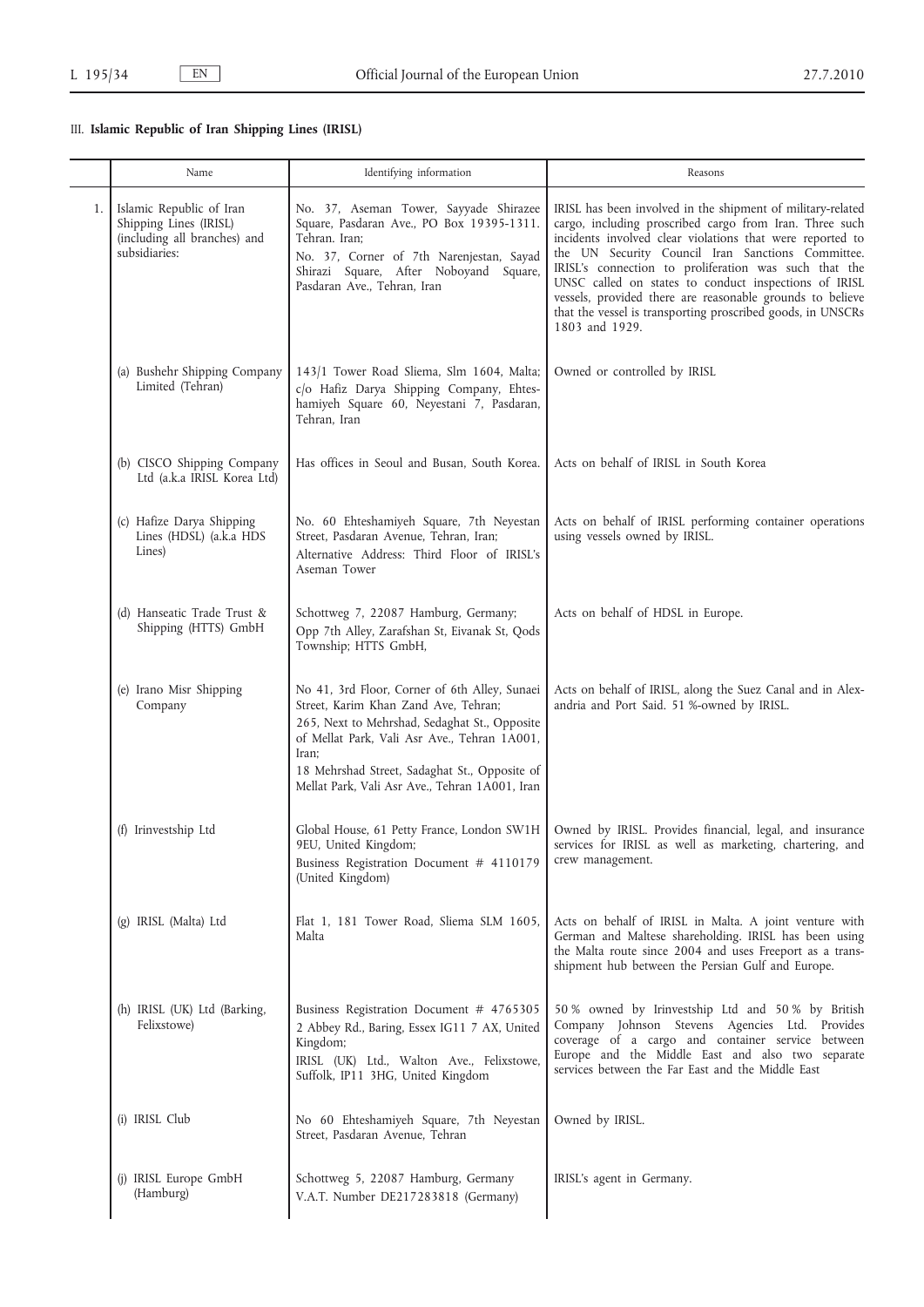### III. **Islamic Republic of Iran Shipping Lines (IRISL)**

| | Name | Identifying information | Reasons |
|---|---|---|---|
| 1. | Islamic Republic of Iran Shipping Lines (IRISL) (including all branches) and subsidiaries: | No. 37, Aseman Tower, Sayyade Shirazee Square, Pasdaran Ave., PO Box 19395-1311. Tehran. Iran;<br>No. 37, Corner of 7th Narenjestan, Sayad Shirazi Square, After Noboyand Square, Pasdaran Ave., Tehran, Iran | IRISL has been involved in the shipment of military-related cargo, including proscribed cargo from Iran. Three such incidents involved clear violations that were reported to the UN Security Council Iran Sanctions Committee. IRISL's connection to proliferation was such that the UNSC called on states to conduct inspections of IRISL vessels, provided there are reasonable grounds to believe that the vessel is transporting proscribed goods, in UNSCRs 1803 and 1929. |
| | (a) Bushehr Shipping Company Limited (Tehran) | 143/1 Tower Road Sliema, Slm 1604, Malta; c/o Hafiz Darya Shipping Company, Ehteshamiyeh Square 60, Neyestani 7, Pasdaran, Tehran, Iran | Owned or controlled by IRISL |
| | (b) CISCO Shipping Company Ltd (a.k.a IRISL Korea Ltd) | Has offices in Seoul and Busan, South Korea. | Acts on behalf of IRISL in South Korea |
| | (c) Hafize Darya Shipping Lines (HDSL) (a.k.a HDS Lines) | No. 60 Ehteshamiyeh Square, 7th Neyestan Street, Pasdaran Avenue, Tehran, Iran;<br>Alternative Address: Third Floor of IRISL's Aseman Tower | Acts on behalf of IRISL performing container operations using vessels owned by IRISL. |
| | (d) Hanseatic Trade Trust & Shipping (HTTS) GmbH | Schottweg 7, 22087 Hamburg, Germany;<br>Opp 7th Alley, Zarafshan St, Eivanak St, Qods Township; HTTS GmbH, | Acts on behalf of HDSL in Europe. |
| | (e) Irano Misr Shipping Company | No 41, 3rd Floor, Corner of 6th Alley, Sunaei Street, Karim Khan Zand Ave, Tehran;<br>265, Next to Mehrshad, Sedaghat St., Opposite of Mellat Park, Vali Asr Ave., Tehran 1A001, Iran;<br>18 Mehrshad Street, Sadaghat St., Opposite of Mellat Park, Vali Asr Ave., Tehran 1A001, Iran | Acts on behalf of IRISL, along the Suez Canal and in Alexandria and Port Said. 51 %-owned by IRISL. |
| | (f) Irinvestship Ltd | Global House, 61 Petty France, London SW1H 9EU, United Kingdom;<br>Business Registration Document # 4110179 (United Kingdom) | Owned by IRISL. Provides financial, legal, and insurance services for IRISL as well as marketing, chartering, and crew management. |
| | (g) IRISL (Malta) Ltd | Flat 1, 181 Tower Road, Sliema SLM 1605, Malta | Acts on behalf of IRISL in Malta. A joint venture with German and Maltese shareholding. IRISL has been using the Malta route since 2004 and uses Freeport as a transshipment hub between the Persian Gulf and Europe. |
| | (h) IRISL (UK) Ltd (Barking, Felixstowe) | Business Registration Document # 4765305<br>2 Abbey Rd., Baring, Essex IG11 7 AX, United Kingdom;<br>IRISL (UK) Ltd., Walton Ave., Felixstowe, Suffolk, IP11 3HG, United Kingdom | 50 % owned by Irinvestship Ltd and 50 % by British Company Johnson Stevens Agencies Ltd. Provides coverage of a cargo and container service between Europe and the Middle East and also two separate services between the Far East and the Middle East |
| | (i) IRISL Club | No 60 Ehteshamiyeh Square, 7th Neyestan Street, Pasdaran Avenue, Tehran | Owned by IRISL. |
| | (j) IRISL Europe GmbH (Hamburg) | Schottweg 5, 22087 Hamburg, Germany<br>V.A.T. Number DE217283818 (Germany) | IRISL's agent in Germany. |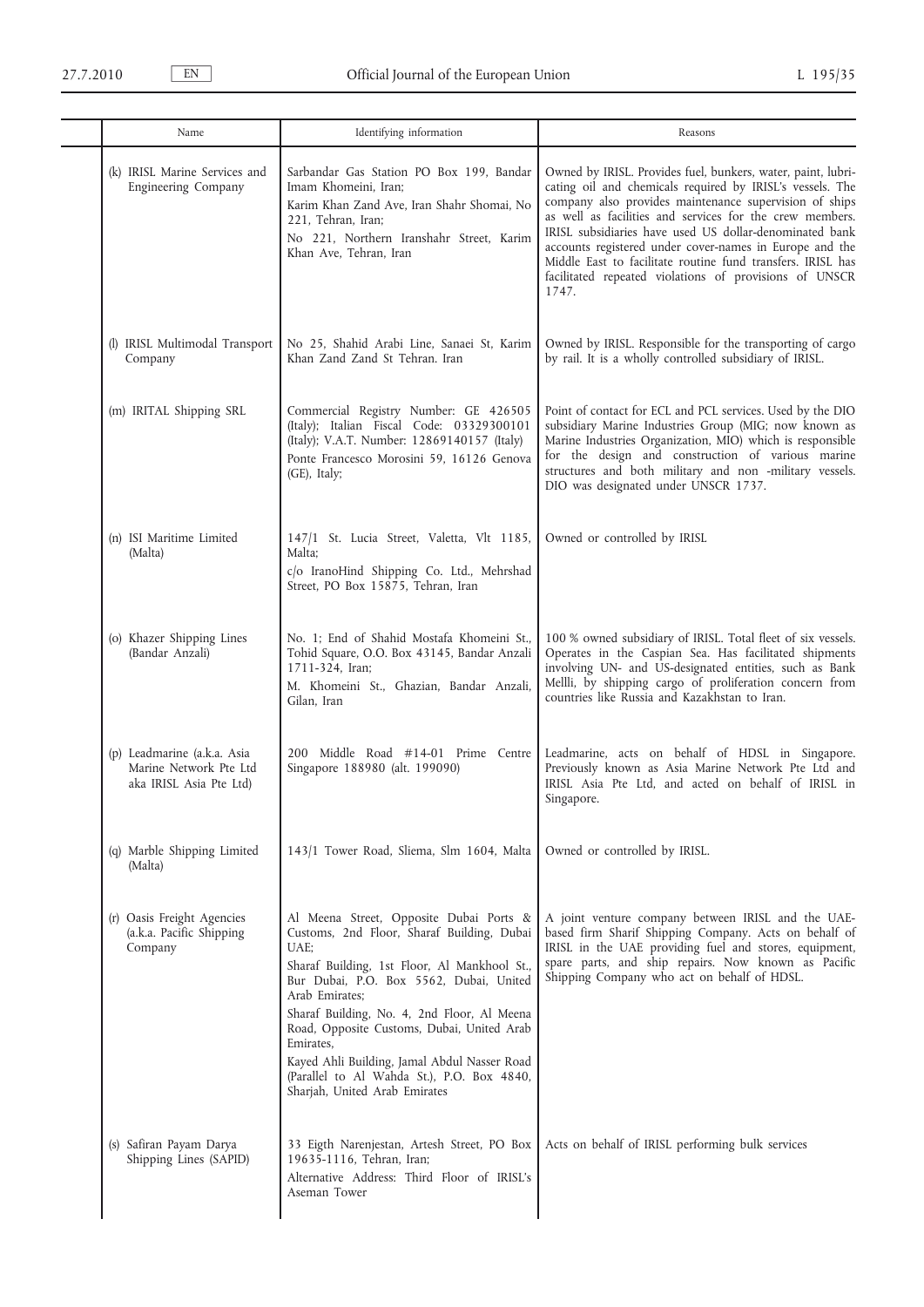| Name | Identifying information | Reasons |
|---|---|---|
| (k) IRISL Marine Services and Engineering Company | Sarbandar Gas Station PO Box 199, Bandar Imam Khomeini, Iran; Karim Khan Zand Ave, Iran Shahr Shomai, No 221, Tehran, Iran; No 221, Northern Iranshahr Street, Karim Khan Ave, Tehran, Iran | Owned by IRISL. Provides fuel, bunkers, water, paint, lubricating oil and chemicals required by IRISL's vessels. The company also provides maintenance supervision of ships as well as facilities and services for the crew members. IRISL subsidiaries have used US dollar-denominated bank accounts registered under cover-names in Europe and the Middle East to facilitate routine fund transfers. IRISL has facilitated repeated violations of provisions of UNSCR 1747. |
| (l) IRISL Multimodal Transport Company | No 25, Shahid Arabi Line, Sanaei St, Karim Khan Zand Zand St Tehran. Iran | Owned by IRISL. Responsible for the transporting of cargo by rail. It is a wholly controlled subsidiary of IRISL. |
| (m) IRITAL Shipping SRL | Commercial Registry Number: GE 426505 (Italy); Italian Fiscal Code: 03329300101 (Italy); V.A.T. Number: 12869140157 (Italy) Ponte Francesco Morosini 59, 16126 Genova (GE), Italy; | Point of contact for ECL and PCL services. Used by the DIO subsidiary Marine Industries Group (MIG; now known as Marine Industries Organization, MIO) which is responsible for the design and construction of various marine structures and both military and non -military vessels. DIO was designated under UNSCR 1737. |
| (n) ISI Maritime Limited (Malta) | 147/1 St. Lucia Street, Valetta, Vlt 1185, Malta; c/o IranoHind Shipping Co. Ltd., Mehrshad Street, PO Box 15875, Tehran, Iran | Owned or controlled by IRISL |
| (o) Khazer Shipping Lines (Bandar Anzali) | No. 1; End of Shahid Mostafa Khomeini St., Tohid Square, O.O. Box 43145, Bandar Anzali 1711-324, Iran; M. Khomeini St., Ghazian, Bandar Anzali, Gilan, Iran | 100 % owned subsidiary of IRISL. Total fleet of six vessels. Operates in the Caspian Sea. Has facilitated shipments involving UN- and US-designated entities, such as Bank Mellli, by shipping cargo of proliferation concern from countries like Russia and Kazakhstan to Iran. |
| (p) Leadmarine (a.k.a. Asia Marine Network Pte Ltd aka IRISL Asia Pte Ltd) | 200 Middle Road #14-01 Prime Centre Singapore 188980 (alt. 199090) | Leadmarine, acts on behalf of HDSL in Singapore. Previously known as Asia Marine Network Pte Ltd and IRISL Asia Pte Ltd, and acted on behalf of IRISL in Singapore. |
| (q) Marble Shipping Limited (Malta) | 143/1 Tower Road, Sliema, Slm 1604, Malta | Owned or controlled by IRISL. |
| (r) Oasis Freight Agencies (a.k.a. Pacific Shipping Company | Al Meena Street, Opposite Dubai Ports & Customs, 2nd Floor, Sharaf Building, Dubai UAE; Sharaf Building, 1st Floor, Al Mankhool St., Bur Dubai, P.O. Box 5562, Dubai, United Arab Emirates; Sharaf Building, No. 4, 2nd Floor, Al Meena Road, Opposite Customs, Dubai, United Arab Emirates, Kayed Ahli Building, Jamal Abdul Nasser Road (Parallel to Al Wahda St.), P.O. Box 4840, Sharjah, United Arab Emirates | A joint venture company between IRISL and the UAE-based firm Sharif Shipping Company. Acts on behalf of IRISL in the UAE providing fuel and stores, equipment, spare parts, and ship repairs. Now known as Pacific Shipping Company who act on behalf of HDSL. |
| (s) Safiran Payam Darya Shipping Lines (SAPID) | 33 Eigth Narenjestan, Artesh Street, PO Box 19635-1116, Tehran, Iran; Alternative Address: Third Floor of IRISL's Aseman Tower | Acts on behalf of IRISL performing bulk services |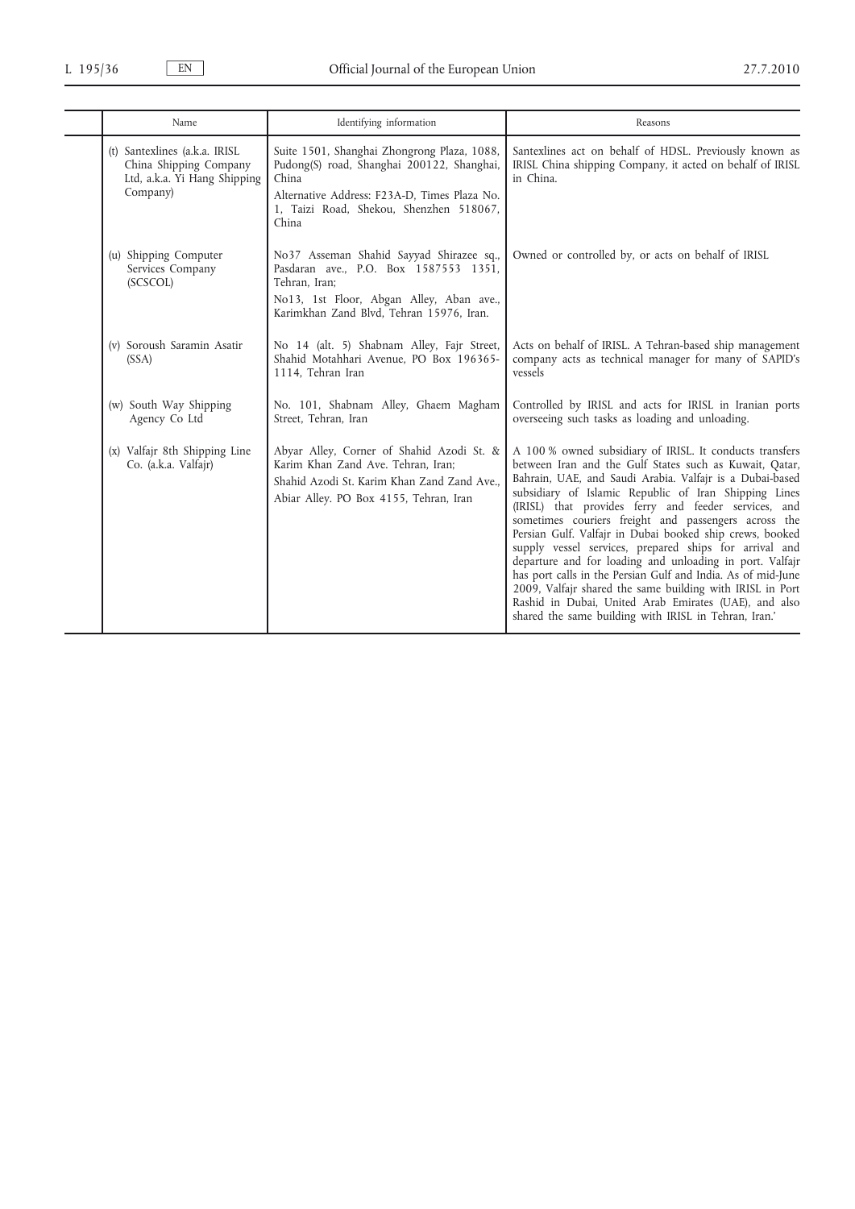| | Name | Identifying information | Reasons |
|---|---|---|---|
| | (t) Santexlines (a.k.a. IRISL China Shipping Company Ltd, a.k.a. Yi Hang Shipping Company) | Suite 1501, Shanghai Zhongrong Plaza, 1088, Pudong(S) road, Shanghai 200122, Shanghai, China<br>Alternative Address: F23A-D, Times Plaza No. 1, Taizi Road, Shekou, Shenzhen 518067, China | Santexlines act on behalf of HDSL. Previously known as IRISL China shipping Company, it acted on behalf of IRISL in China. |
| | (u) Shipping Computer Services Company (SCSCOL) | No37 Asseman Shahid Sayyad Shirazee sq., Pasdaran ave., P.O. Box 1587553 1351, Tehran, Iran;<br>No13, 1st Floor, Abgan Alley, Aban ave., Karimkhan Zand Blvd, Tehran 15976, Iran. | Owned or controlled by, or acts on behalf of IRISL |
| | (v) Soroush Saramin Asatir (SSA) | No 14 (alt. 5) Shabnam Alley, Fajr Street, Shahid Motahhari Avenue, PO Box 196365-1114, Tehran Iran | Acts on behalf of IRISL. A Tehran-based ship management company acts as technical manager for many of SAPID's vessels |
| | (w) South Way Shipping Agency Co Ltd | No. 101, Shabnam Alley, Ghaem Magham Street, Tehran, Iran | Controlled by IRISL and acts for IRISL in Iranian ports overseeing such tasks as loading and unloading. |
| | (x) Valfajr 8th Shipping Line Co. (a.k.a. Valfajr) | Abyar Alley, Corner of Shahid Azodi St. & Karim Khan Zand Ave. Tehran, Iran;<br>Shahid Azodi St. Karim Khan Zand Zand Ave., Abiar Alley. PO Box 4155, Tehran, Iran | A 100 % owned subsidiary of IRISL. It conducts transfers between Iran and the Gulf States such as Kuwait, Qatar, Bahrain, UAE, and Saudi Arabia. Valfajr is a Dubai-based subsidiary of Islamic Republic of Iran Shipping Lines (IRISL) that provides ferry and feeder services, and sometimes couriers freight and passengers across the Persian Gulf. Valfajr in Dubai booked ship crews, booked supply vessel services, prepared ships for arrival and departure and for loading and unloading in port. Valfajr has port calls in the Persian Gulf and India. As of mid-June 2009, Valfajr shared the same building with IRISL in Port Rashid in Dubai, United Arab Emirates (UAE), and also shared the same building with IRISL in Tehran, Iran.' |